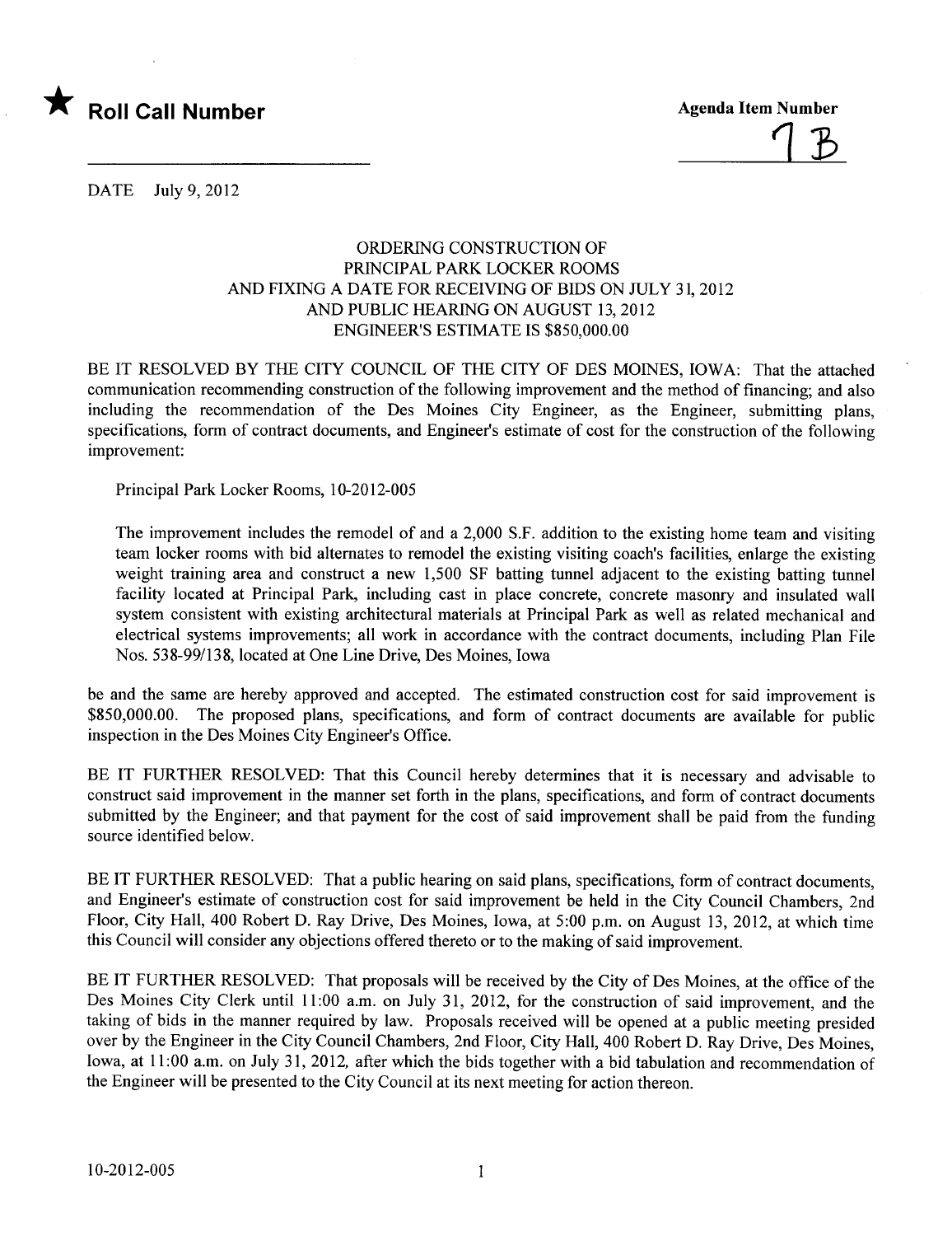★ **Roll Call Number**

**Agenda Item Number**

7B

DATE July 9, 2012

### ORDERING CONSTRUCTION OF PRINCIPAL PARK LOCKER ROOMS AND FIXING A DATE FOR RECEIVING OF BIDS ON JULY 31, 2012 AND PUBLIC HEARING ON AUGUST 13, 2012 ENGINEER'S ESTIMATE IS $850,000.00

BE IT RESOLVED BY THE CITY COUNCIL OF THE CITY OF DES MOINES, IOWA: That the attached communication recommending construction of the following improvement and the method of financing; and also including the recommendation of the Des Moines City Engineer, as the Engineer, submitting plans, specifications, form of contract documents, and Engineer's estimate of cost for the construction of the following improvement:

Principal Park Locker Rooms, 10-2012-005

The improvement includes the remodel of and a 2,000 S.F. addition to the existing home team and visiting team locker rooms with bid alternates to remodel the existing visiting coach's facilities, enlarge the existing weight training area and construct a new 1,500 SF batting tunnel adjacent to the existing batting tunnel facility located at Principal Park, including cast in place concrete, concrete masonry and insulated wall system consistent with existing architectural materials at Principal Park as well as related mechanical and electrical systems improvements; all work in accordance with the contract documents, including Plan File Nos. 538-99/138, located at One Line Drive, Des Moines, Iowa

be and the same are hereby approved and accepted. The estimated construction cost for said improvement is $850,000.00. The proposed plans, specifications, and form of contract documents are available for public inspection in the Des Moines City Engineer's Office.

BE IT FURTHER RESOLVED: That this Council hereby determines that it is necessary and advisable to construct said improvement in the manner set forth in the plans, specifications, and form of contract documents submitted by the Engineer; and that payment for the cost of said improvement shall be paid from the funding source identified below.

BE IT FURTHER RESOLVED: That a public hearing on said plans, specifications, form of contract documents, and Engineer's estimate of construction cost for said improvement be held in the City Council Chambers, 2nd Floor, City Hall, 400 Robert D. Ray Drive, Des Moines, Iowa, at 5:00 p.m. on August 13, 2012, at which time this Council will consider any objections offered thereto or to the making of said improvement.

BE IT FURTHER RESOLVED: That proposals will be received by the City of Des Moines, at the office of the Des Moines City Clerk until 11:00 a.m. on July 31, 2012, for the construction of said improvement, and the taking of bids in the manner required by law. Proposals received will be opened at a public meeting presided over by the Engineer in the City Council Chambers, 2nd Floor, City Hall, 400 Robert D. Ray Drive, Des Moines, Iowa, at 11:00 a.m. on July 31, 2012, after which the bids together with a bid tabulation and recommendation of the Engineer will be presented to the City Council at its next meeting for action thereon.

10-2012-005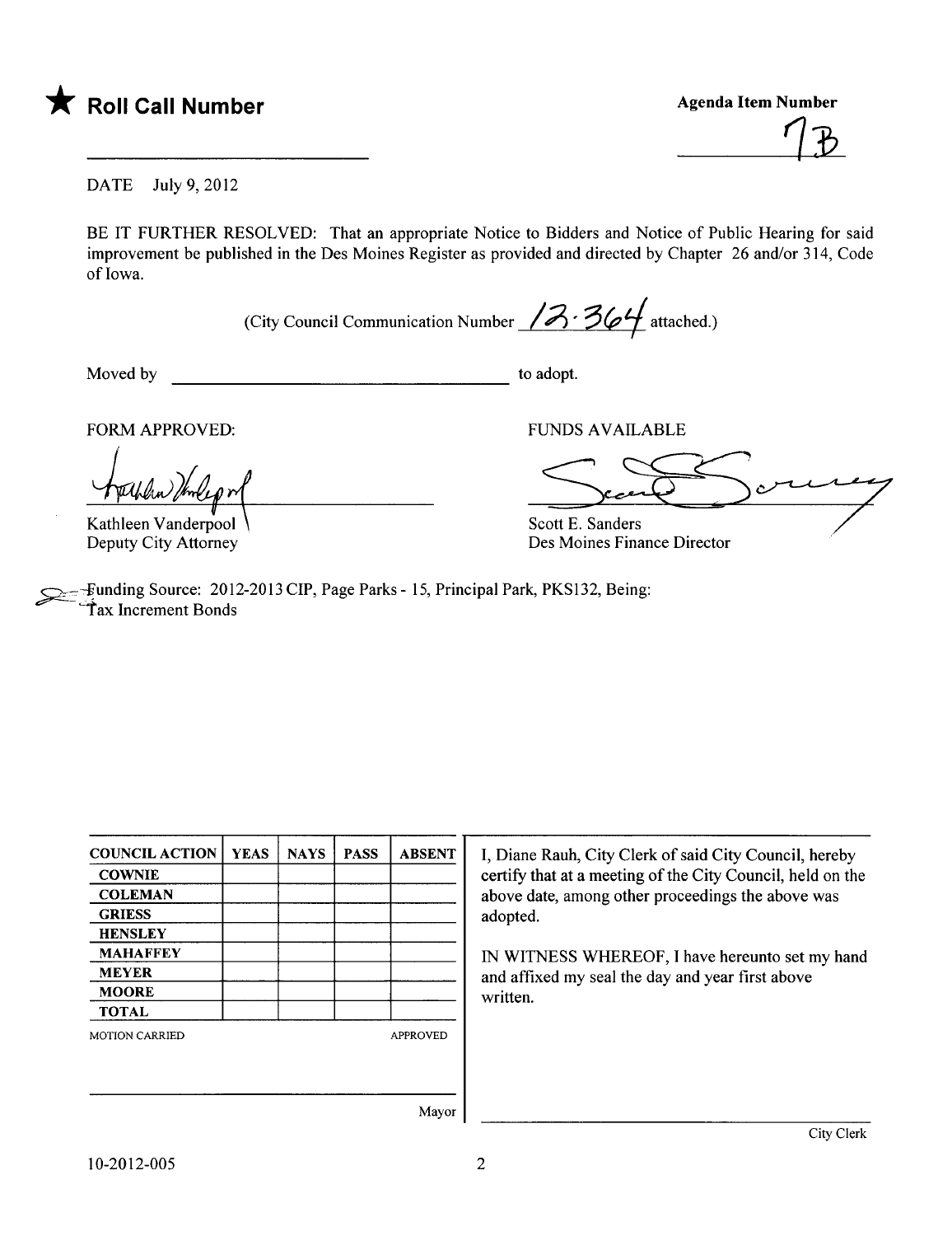★ **Roll Call Number**

**Agenda Item Number**

7B

DATE July 9, 2012

BE IT FURTHER RESOLVED: That an appropriate Notice to Bidders and Notice of Public Hearing for said improvement be published in the Des Moines Register as provided and directed by Chapter 26 and/or 314, Code of Iowa.

(City Council Communication Number 12-364 attached.)

Moved by _______________ to adopt.

FORM APPROVED:

Kathleen Vanderpool
Deputy City Attorney

FUNDS AVAILABLE

Scott E. Sanders
Des Moines Finance Director

Funding Source: 2012-2013 CIP, Page Parks - 15, Principal Park, PKS132, Being:
Tax Increment Bonds

| COUNCIL ACTION | YEAS | NAYS | PASS | ABSENT |
|---|---|---|---|---|
| COWNIE | | | | |
| COLEMAN | | | | |
| GRIESS | | | | |
| HENSLEY | | | | |
| MAHAFFEY | | | | |
| MEYER | | | | |
| MOORE | | | | |
| TOTAL | | | | |

MOTION CARRIED APPROVED

Mayor

I, Diane Rauh, City Clerk of said City Council, hereby certify that at a meeting of the City Council, held on the above date, among other proceedings the above was adopted.

IN WITNESS WHEREOF, I have hereunto set my hand and affixed my seal the day and year first above written.

City Clerk

10-2012-005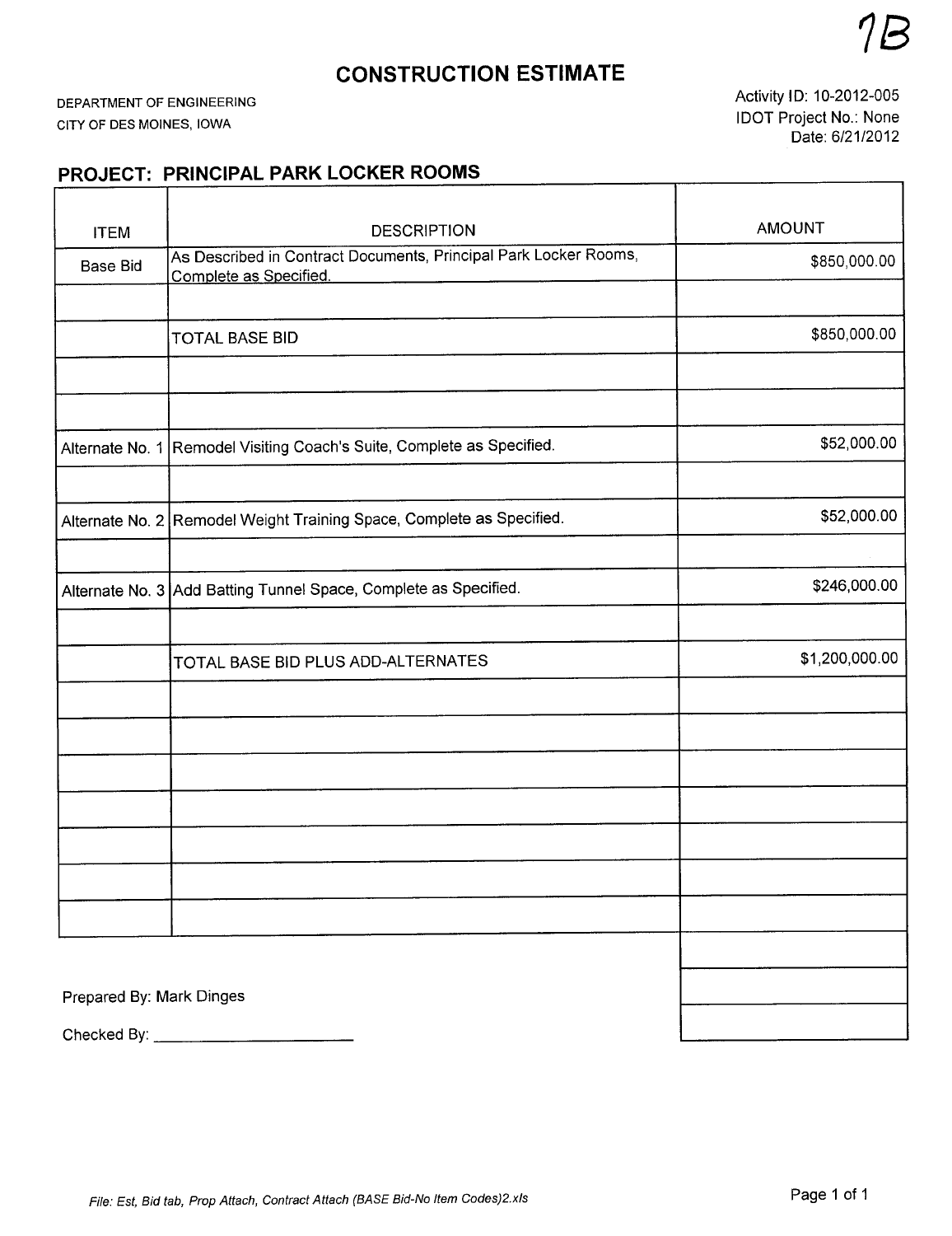7B

# CONSTRUCTION ESTIMATE

DEPARTMENT OF ENGINEERING
CITY OF DES MOINES, IOWA

Activity ID: 10-2012-005
IDOT Project No.: None
Date: 6/21/2012

## PROJECT: PRINCIPAL PARK LOCKER ROOMS

| ITEM | DESCRIPTION | AMOUNT |
|---|---|---|
| Base Bid | As Described in Contract Documents, Principal Park Locker Rooms, Complete as Specified. | $850,000.00 |
| | | |
| | TOTAL BASE BID | $850,000.00 |
| | | |
| | | |
| Alternate No. 1 | Remodel Visiting Coach's Suite, Complete as Specified. | $52,000.00 |
| | | |
| Alternate No. 2 | Remodel Weight Training Space, Complete as Specified. | $52,000.00 |
| | | |
| Alternate No. 3 | Add Batting Tunnel Space, Complete as Specified. | $246,000.00 |
| | | |
| | TOTAL BASE BID PLUS ADD-ALTERNATES | $1,200,000.00 |

Prepared By: Mark Dinges

Checked By: ____________________

*File: Est, Bid tab, Prop Attach, Contract Attach (BASE Bid-No Item Codes)2.xls*